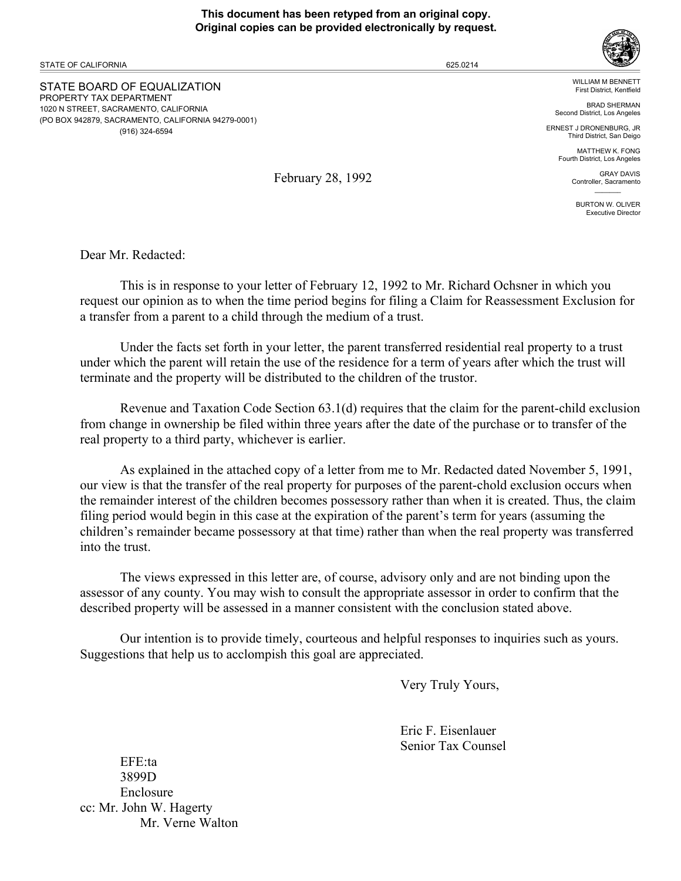**This document has been retyped from an original copy.**
**Original copies can be provided electronically by request.**

STATE OF CALIFORNIA 625.0214

STATE BOARD OF EQUALIZATION
PROPERTY TAX DEPARTMENT
1020 N STREET, SACRAMENTO, CALIFORNIA
(PO BOX 942879, SACRAMENTO, CALIFORNIA 94279-0001)
(916) 324-6594

WILLIAM M BENNETT
First District, Kentfield

BRAD SHERMAN
Second District, Los Angeles

ERNEST J DRONENBURG, JR
Third District, San Deigo

MATTHEW K. FONG
Fourth District, Los Angeles

GRAY DAVIS
Controller, Sacramento

BURTON W. OLIVER
Executive Director

February 28, 1992

Dear Mr. Redacted:

This is in response to your letter of February 12, 1992 to Mr. Richard Ochsner in which you request our opinion as to when the time period begins for filing a Claim for Reassessment Exclusion for a transfer from a parent to a child through the medium of a trust.

Under the facts set forth in your letter, the parent transferred residential real property to a trust under which the parent will retain the use of the residence for a term of years after which the trust will terminate and the property will be distributed to the children of the trustor.

Revenue and Taxation Code Section 63.1(d) requires that the claim for the parent-child exclusion from change in ownership be filed within three years after the date of the purchase or to transfer of the real property to a third party, whichever is earlier.

As explained in the attached copy of a letter from me to Mr. Redacted dated November 5, 1991, our view is that the transfer of the real property for purposes of the parent-chold exclusion occurs when the remainder interest of the children becomes possessory rather than when it is created. Thus, the claim filing period would begin in this case at the expiration of the parent's term for years (assuming the children's remainder became possessory at that time) rather than when the real property was transferred into the trust.

The views expressed in this letter are, of course, advisory only and are not binding upon the assessor of any county. You may wish to consult the appropriate assessor in order to confirm that the described property will be assessed in a manner consistent with the conclusion stated above.

Our intention is to provide timely, courteous and helpful responses to inquiries such as yours. Suggestions that help us to acclompish this goal are appreciated.

Very Truly Yours,

Eric F. Eisenlauer
Senior Tax Counsel

EFE:ta
3899D
Enclosure
cc: Mr. John W. Hagerty
Mr. Verne Walton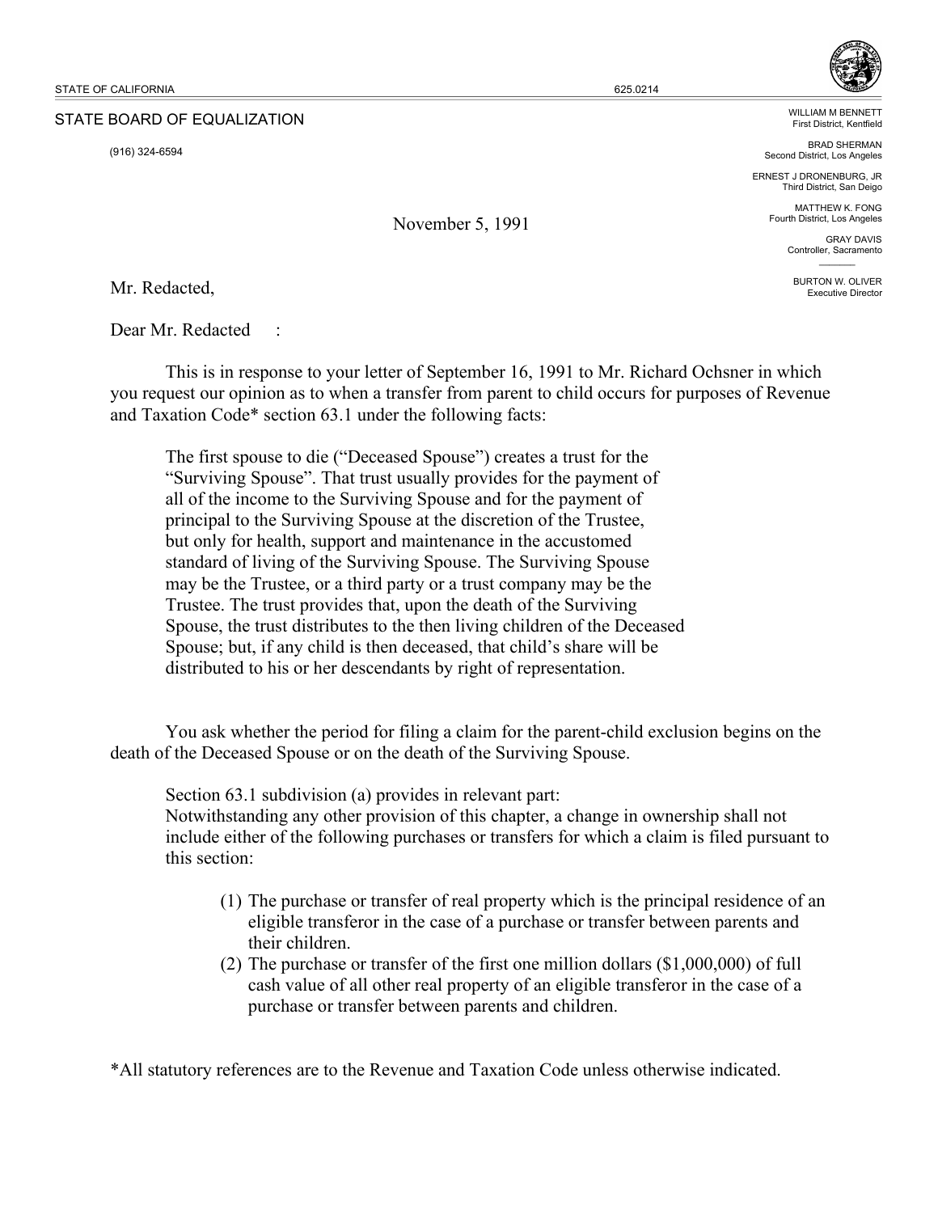STATE OF CALIFORNIA 625.0214

STATE BOARD OF EQUALIZATION

(916) 324-6594

WILLIAM M BENNETT
First District, Kentfield

BRAD SHERMAN
Second District, Los Angeles

ERNEST J DRONENBURG, JR
Third District, San Deigo

MATTHEW K. FONG
Fourth District, Los Angeles

GRAY DAVIS
Controller, Sacramento

BURTON W. OLIVER
Executive Director

November 5, 1991

Mr. Redacted,

Dear Mr. Redacted :

This is in response to your letter of September 16, 1991 to Mr. Richard Ochsner in which you request our opinion as to when a transfer from parent to child occurs for purposes of Revenue and Taxation Code* section 63.1 under the following facts:

> The first spouse to die ("Deceased Spouse") creates a trust for the "Surviving Spouse". That trust usually provides for the payment of all of the income to the Surviving Spouse and for the payment of principal to the Surviving Spouse at the discretion of the Trustee, but only for health, support and maintenance in the accustomed standard of living of the Surviving Spouse. The Surviving Spouse may be the Trustee, or a third party or a trust company may be the Trustee. The trust provides that, upon the death of the Surviving Spouse, the trust distributes to the then living children of the Deceased Spouse; but, if any child is then deceased, that child's share will be distributed to his or her descendants by right of representation.

You ask whether the period for filing a claim for the parent-child exclusion begins on the death of the Deceased Spouse or on the death of the Surviving Spouse.

> Section 63.1 subdivision (a) provides in relevant part:
> Notwithstanding any other provision of this chapter, a change in ownership shall not include either of the following purchases or transfers for which a claim is filed pursuant to this section:
>
> (1) The purchase or transfer of real property which is the principal residence of an eligible transferor in the case of a purchase or transfer between parents and their children.
> (2) The purchase or transfer of the first one million dollars ($1,000,000) of full cash value of all other real property of an eligible transferor in the case of a purchase or transfer between parents and children.

*All statutory references are to the Revenue and Taxation Code unless otherwise indicated.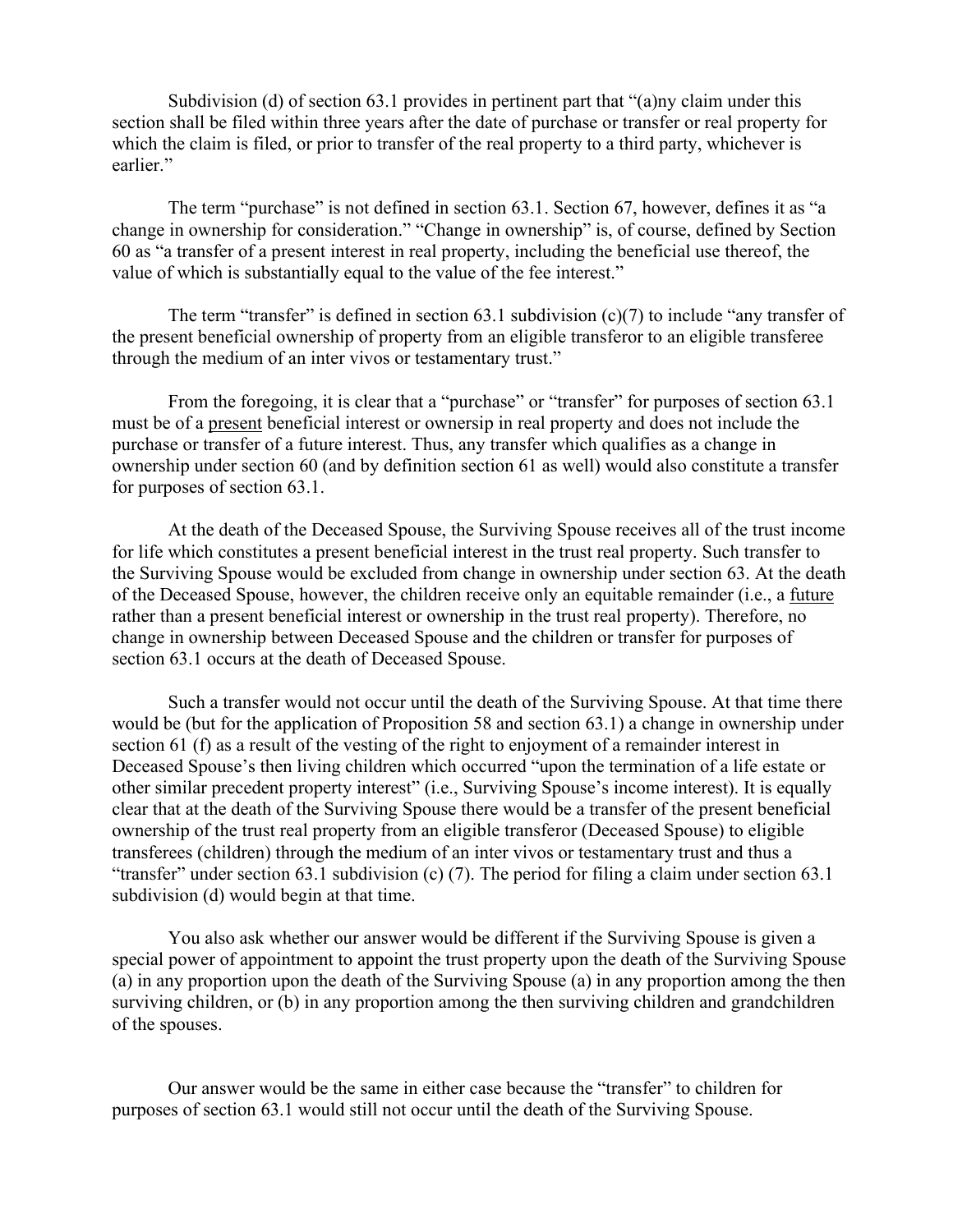Subdivision (d) of section 63.1 provides in pertinent part that "(a)ny claim under this section shall be filed within three years after the date of purchase or transfer or real property for which the claim is filed, or prior to transfer of the real property to a third party, whichever is earlier."

The term "purchase" is not defined in section 63.1. Section 67, however, defines it as "a change in ownership for consideration." "Change in ownership" is, of course, defined by Section 60 as "a transfer of a present interest in real property, including the beneficial use thereof, the value of which is substantially equal to the value of the fee interest."

The term "transfer" is defined in section 63.1 subdivision (c)(7) to include "any transfer of the present beneficial ownership of property from an eligible transferor to an eligible transferee through the medium of an inter vivos or testamentary trust."

From the foregoing, it is clear that a "purchase" or "transfer" for purposes of section 63.1 must be of a <u>present</u> beneficial interest or ownersip in real property and does not include the purchase or transfer of a future interest. Thus, any transfer which qualifies as a change in ownership under section 60 (and by definition section 61 as well) would also constitute a transfer for purposes of section 63.1.

At the death of the Deceased Spouse, the Surviving Spouse receives all of the trust income for life which constitutes a present beneficial interest in the trust real property. Such transfer to the Surviving Spouse would be excluded from change in ownership under section 63. At the death of the Deceased Spouse, however, the children receive only an equitable remainder (i.e., a <u>future</u> rather than a present beneficial interest or ownership in the trust real property). Therefore, no change in ownership between Deceased Spouse and the children or transfer for purposes of section 63.1 occurs at the death of Deceased Spouse.

Such a transfer would not occur until the death of the Surviving Spouse. At that time there would be (but for the application of Proposition 58 and section 63.1) a change in ownership under section 61 (f) as a result of the vesting of the right to enjoyment of a remainder interest in Deceased Spouse's then living children which occurred "upon the termination of a life estate or other similar precedent property interest" (i.e., Surviving Spouse's income interest). It is equally clear that at the death of the Surviving Spouse there would be a transfer of the present beneficial ownership of the trust real property from an eligible transferor (Deceased Spouse) to eligible transferees (children) through the medium of an inter vivos or testamentary trust and thus a "transfer" under section 63.1 subdivision (c) (7). The period for filing a claim under section 63.1 subdivision (d) would begin at that time.

You also ask whether our answer would be different if the Surviving Spouse is given a special power of appointment to appoint the trust property upon the death of the Surviving Spouse (a) in any proportion upon the death of the Surviving Spouse (a) in any proportion among the then surviving children, or (b) in any proportion among the then surviving children and grandchildren of the spouses.

Our answer would be the same in either case because the "transfer" to children for purposes of section 63.1 would still not occur until the death of the Surviving Spouse.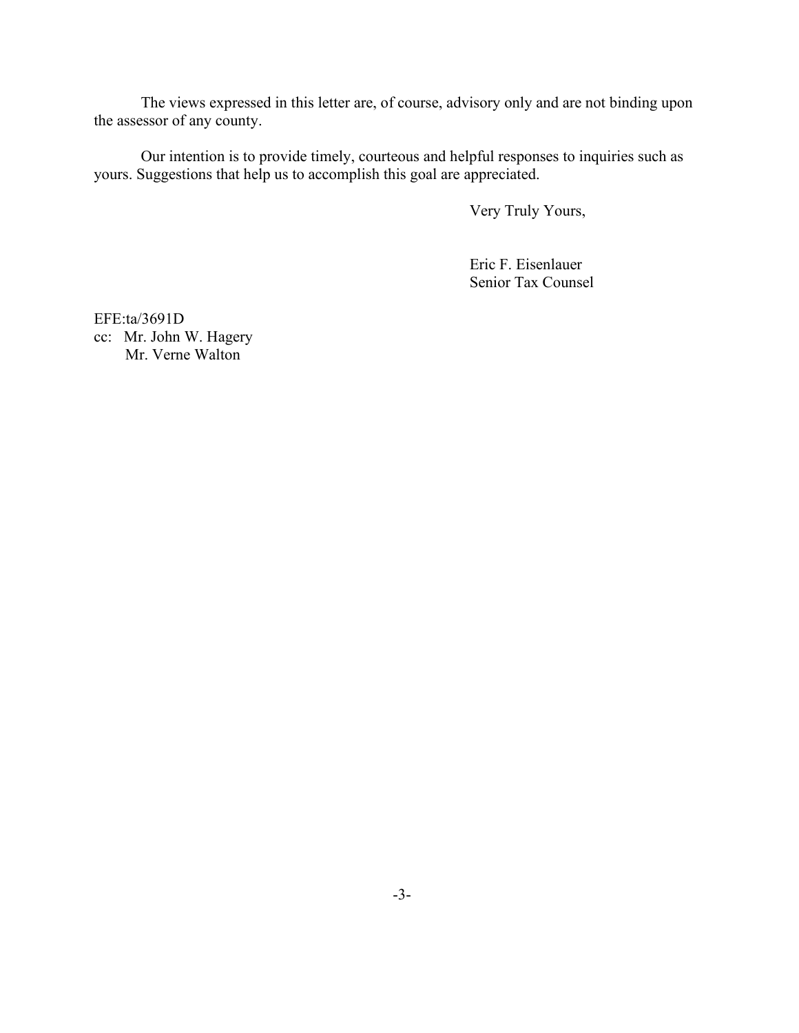The views expressed in this letter are, of course, advisory only and are not binding upon the assessor of any county.

Our intention is to provide timely, courteous and helpful responses to inquiries such as yours. Suggestions that help us to accomplish this goal are appreciated.

Very Truly Yours,

Eric F. Eisenlauer
Senior Tax Counsel

EFE:ta/3691D
cc: Mr. John W. Hagery
Mr. Verne Walton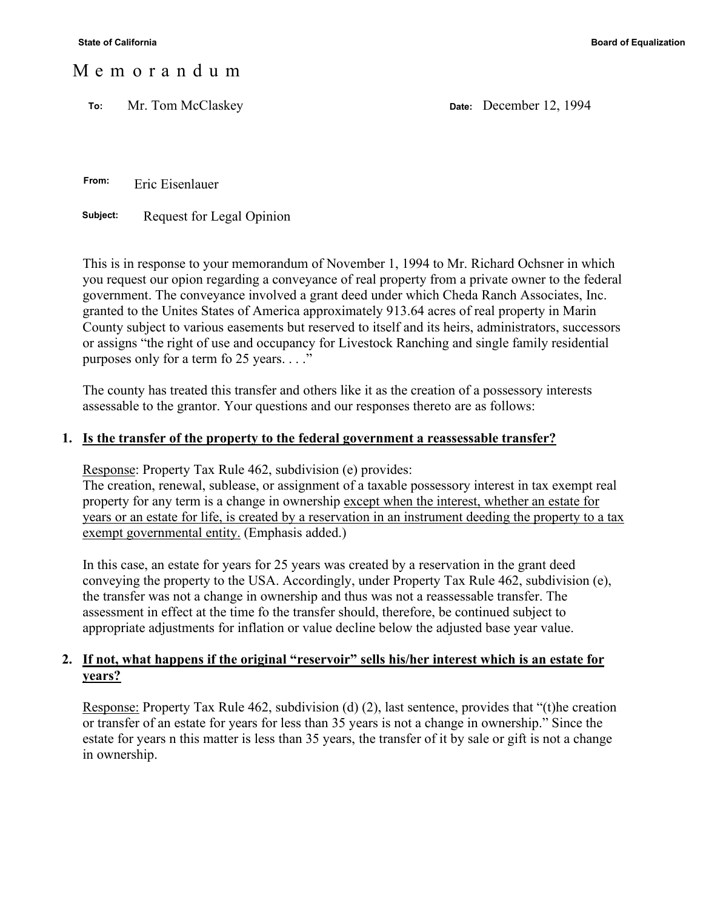State of California　　　　　　　　　　　　　　　　　　　　　　　　Board of Equalization

# Memorandum

**To:** Mr. Tom McClaskey　　　　　　　　　　　　**Date:** December 12, 1994

**From:** Eric Eisenlauer

**Subject:** Request for Legal Opinion

This is in response to your memorandum of November 1, 1994 to Mr. Richard Ochsner in which you request our opion regarding a conveyance of real property from a private owner to the federal government. The conveyance involved a grant deed under which Cheda Ranch Associates, Inc. granted to the Unites States of America approximately 913.64 acres of real property in Marin County subject to various easements but reserved to itself and its heirs, administrators, successors or assigns "the right of use and occupancy for Livestock Ranching and single family residential purposes only for a term fo 25 years. . . ."

The county has treated this transfer and others like it as the creation of a possessory interests assessable to the grantor. Your questions and our responses thereto are as follows:

1. <u>**Is the transfer of the property to the federal government a reassessable transfer?**</u>

<u>Response</u>: Property Tax Rule 462, subdivision (e) provides:
The creation, renewal, sublease, or assignment of a taxable possessory interest in tax exempt real property for any term is a change in ownership <u>except when the interest, whether an estate for years or an estate for life, is created by a reservation in an instrument deeding the property to a tax exempt governmental entity.</u> (Emphasis added.)

In this case, an estate for years for 25 years was created by a reservation in the grant deed conveying the property to the USA. Accordingly, under Property Tax Rule 462, subdivision (e), the transfer was not a change in ownership and thus was not a reassessable transfer. The assessment in effect at the time fo the transfer should, therefore, be continued subject to appropriate adjustments for inflation or value decline below the adjusted base year value.

2. <u>**If not, what happens if the original "reservoir" sells his/her interest which is an estate for years?**</u>

<u>Response:</u> Property Tax Rule 462, subdivision (d) (2), last sentence, provides that "(t)he creation or transfer of an estate for years for less than 35 years is not a change in ownership." Since the estate for years n this matter is less than 35 years, the transfer of it by sale or gift is not a change in ownership.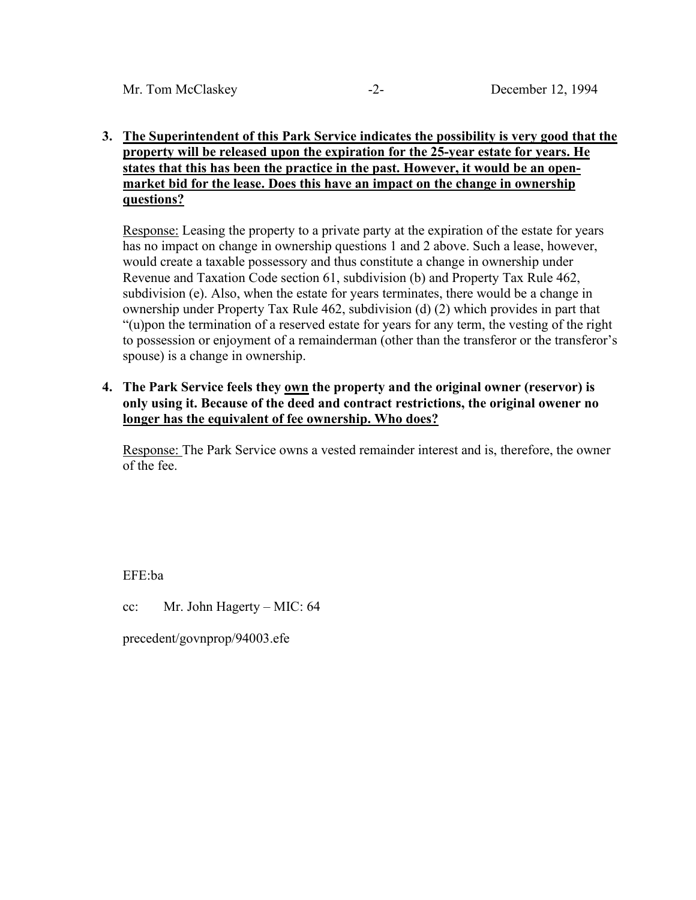3. **<u>The Superintendent of this Park Service indicates the possibility is very good that the property will be released upon the expiration for the 25-year estate for years. He states that this has been the practice in the past. However, it would be an open-market bid for the lease. Does this have an impact on the change in ownership questions?</u>**

   <u>Response:</u> Leasing the property to a private party at the expiration of the estate for years has no impact on change in ownership questions 1 and 2 above. Such a lease, however, would create a taxable possessory and thus constitute a change in ownership under Revenue and Taxation Code section 61, subdivision (b) and Property Tax Rule 462, subdivision (e). Also, when the estate for years terminates, there would be a change in ownership under Property Tax Rule 462, subdivision (d) (2) which provides in part that "(u)pon the termination of a reserved estate for years for any term, the vesting of the right to possession or enjoyment of a remainderman (other than the transferor or the transferor's spouse) is a change in ownership.

4. **The Park Service feels they <u>own</u> the property and the original owner (reservor) is only using it. Because of the deed and contract restrictions, the original owener no <u>longer has the equivalent of fee ownership. Who does?</u>**

   <u>Response:</u> The Park Service owns a vested remainder interest and is, therefore, the owner of the fee.

EFE:ba

cc: Mr. John Hagerty – MIC: 64

precedent/govnprop/94003.efe